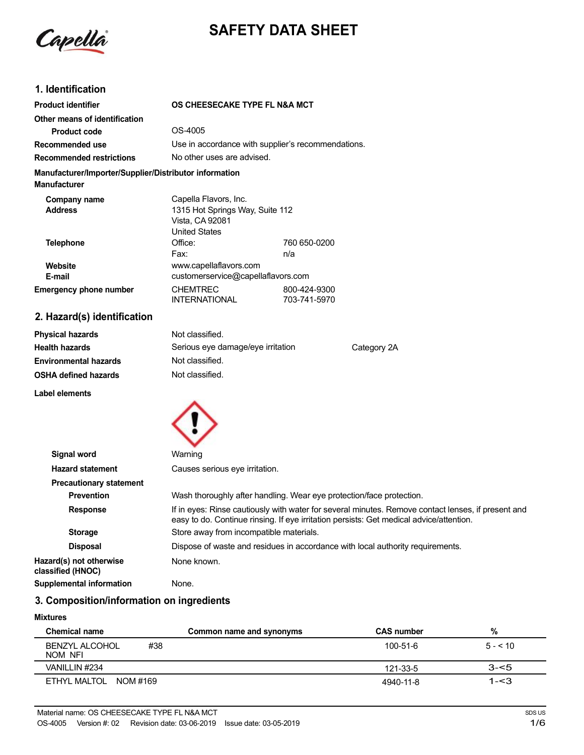# SAFETY DATA SHEET

## 1. Identification

| | |
|---|---|
| **Product identifier** | **OS CHEESECAKE TYPE FL N&A MCT** |
| **Other means of identification** | |
| **Product code** | OS-4005 |
| **Recommended use** | Use in accordance with supplier's recommendations. |
| **Recommended restrictions** | No other uses are advised. |

**Manufacturer/Importer/Supplier/Distributor information**

**Manufacturer**

| | | |
|---|---|---|
| **Company name** | Capella Flavors, Inc. | |
| **Address** | 1315 Hot Springs Way, Suite 112<br>Vista, CA 92081<br>United States | |
| **Telephone** | Office: | 760 650-0200 |
| | Fax: | n/a |
| **Website** | www.capellaflavors.com | |
| **E-mail** | customerservice@capellaflavors.com | |
| **Emergency phone number** | CHEMTREC | 800-424-9300 |
| | INTERNATIONAL | 703-741-5970 |

## 2. Hazard(s) identification

| | | |
|---|---|---|
| **Physical hazards** | Not classified. | |
| **Health hazards** | Serious eye damage/eye irritation | Category 2A |
| **Environmental hazards** | Not classified. | |
| **OSHA defined hazards** | Not classified. | |

**Label elements**

| | |
|---|---|
| **Signal word** | Warning |
| **Hazard statement** | Causes serious eye irritation. |
| **Precautionary statement** | |
| **Prevention** | Wash thoroughly after handling. Wear eye protection/face protection. |
| **Response** | If in eyes: Rinse cautiously with water for several minutes. Remove contact lenses, if present and easy to do. Continue rinsing. If eye irritation persists: Get medical advice/attention. |
| **Storage** | Store away from incompatible materials. |
| **Disposal** | Dispose of waste and residues in accordance with local authority requirements. |
| **Hazard(s) not otherwise classified (HNOC)** | None known. |
| **Supplemental information** | None. |

## 3. Composition/information on ingredients

**Mixtures**

| Chemical name | Common name and synonyms | CAS number | % |
|---|---|---|---|
| BENZYL ALCOHOL #38 NOM NFI | | 100-51-6 | 5 - < 10 |
| VANILLIN #234 | | 121-33-5 | 3-<5 |
| ETHYL MALTOL NOM #169 | | 4940-11-8 | 1-<3 |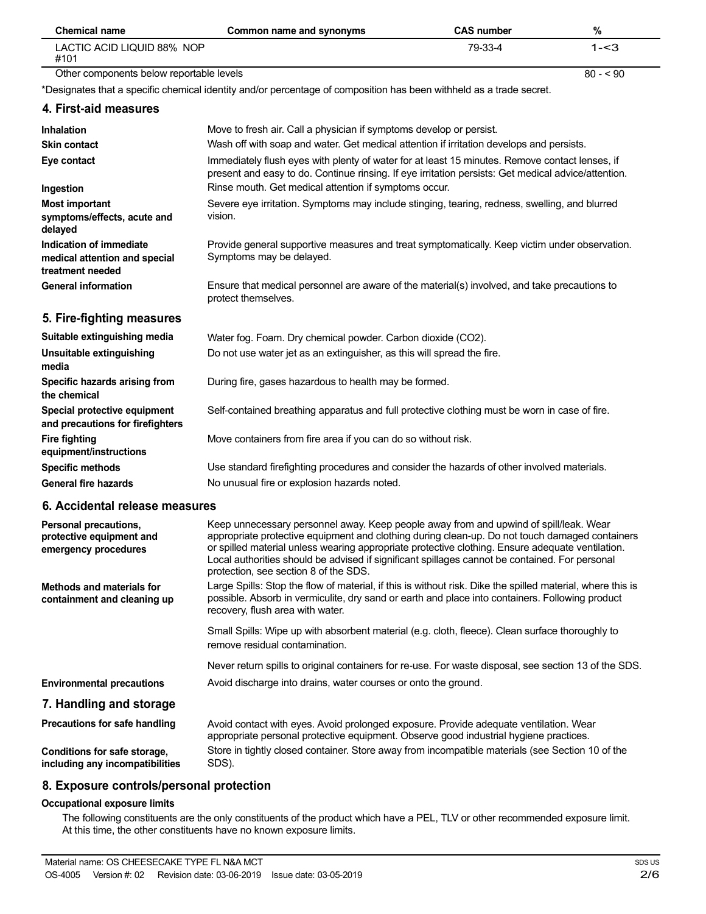| Chemical name | Common name and synonyms | CAS number | % |
|---|---|---|---|
| LACTIC ACID LIQUID 88% NOP #101 | | 79-33-4 | 1-<3 |
| Other components below reportable levels | | | 80 - < 90 |

*Designates that a specific chemical identity and/or percentage of composition has been withheld as a trade secret.

## 4. First-aid measures

**Inhalation**
Move to fresh air. Call a physician if symptoms develop or persist.

**Skin contact**
Wash off with soap and water. Get medical attention if irritation develops and persists.

**Eye contact**
Immediately flush eyes with plenty of water for at least 15 minutes. Remove contact lenses, if present and easy to do. Continue rinsing. If eye irritation persists: Get medical advice/attention.

**Ingestion**
Rinse mouth. Get medical attention if symptoms occur.

**Most important symptoms/effects, acute and delayed**
Severe eye irritation. Symptoms may include stinging, tearing, redness, swelling, and blurred vision.

**Indication of immediate medical attention and special treatment needed**
Provide general supportive measures and treat symptomatically. Keep victim under observation. Symptoms may be delayed.

**General information**
Ensure that medical personnel are aware of the material(s) involved, and take precautions to protect themselves.

## 5. Fire-fighting measures

**Suitable extinguishing media**
Water fog. Foam. Dry chemical powder. Carbon dioxide ($CO_2$).

**Unsuitable extinguishing media**
Do not use water jet as an extinguisher, as this will spread the fire.

**Specific hazards arising from the chemical**
During fire, gases hazardous to health may be formed.

**Special protective equipment and precautions for firefighters**
Self-contained breathing apparatus and full protective clothing must be worn in case of fire.

**Fire fighting equipment/instructions**
Move containers from fire area if you can do so without risk.

**Specific methods**
Use standard firefighting procedures and consider the hazards of other involved materials.

**General fire hazards**
No unusual fire or explosion hazards noted.

## 6. Accidental release measures

**Personal precautions, protective equipment and emergency procedures**
Keep unnecessary personnel away. Keep people away from and upwind of spill/leak. Wear appropriate protective equipment and clothing during clean-up. Do not touch damaged containers or spilled material unless wearing appropriate protective clothing. Ensure adequate ventilation. Local authorities should be advised if significant spillages cannot be contained. For personal protection, see section 8 of the SDS.

**Methods and materials for containment and cleaning up**
Large Spills: Stop the flow of material, if this is without risk. Dike the spilled material, where this is possible. Absorb in vermiculite, dry sand or earth and place into containers. Following product recovery, flush area with water.

Small Spills: Wipe up with absorbent material (e.g. cloth, fleece). Clean surface thoroughly to remove residual contamination.

Never return spills to original containers for re-use. For waste disposal, see section 13 of the SDS.

**Environmental precautions**
Avoid discharge into drains, water courses or onto the ground.

## 7. Handling and storage

**Precautions for safe handling**
Avoid contact with eyes. Avoid prolonged exposure. Provide adequate ventilation. Wear appropriate personal protective equipment. Observe good industrial hygiene practices.

**Conditions for safe storage, including any incompatibilities**
Store in tightly closed container. Store away from incompatible materials (see Section 10 of the SDS).

## 8. Exposure controls/personal protection

**Occupational exposure limits**

The following constituents are the only constituents of the product which have a PEL, TLV or other recommended exposure limit. At this time, the other constituents have no known exposure limits.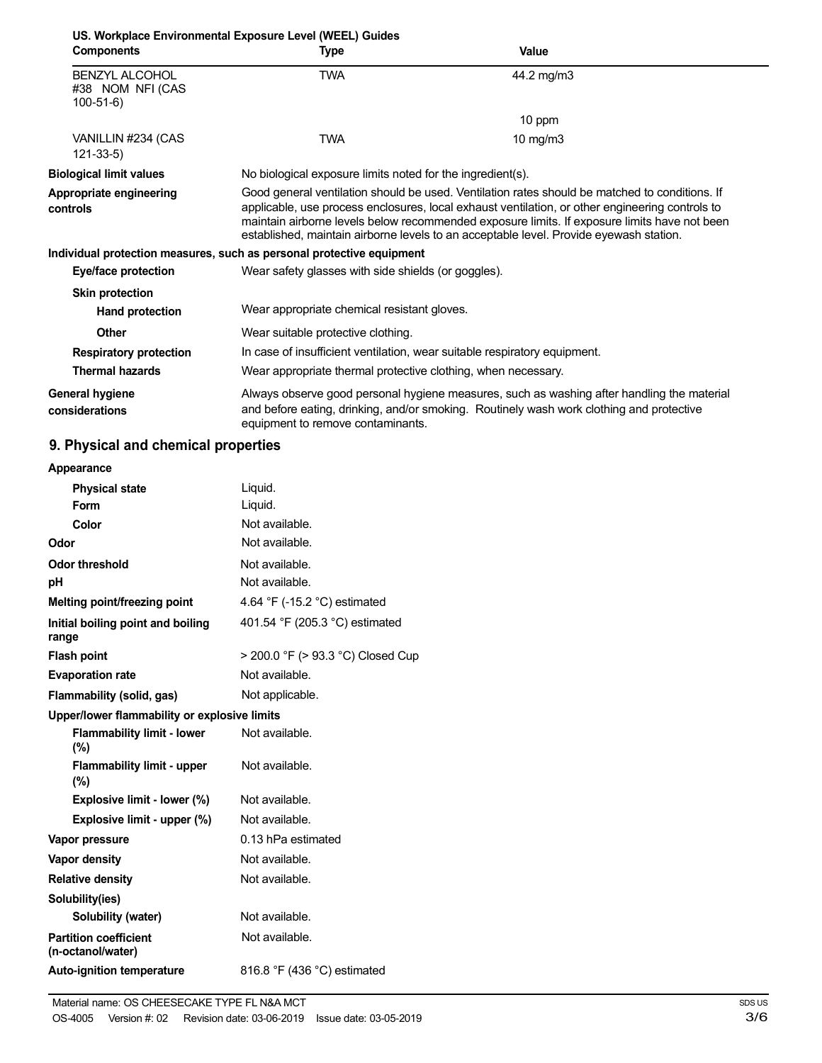**US. Workplace Environmental Exposure Level (WEEL) Guides**

| Components | Type | Value |
| --- | --- | --- |
| BENZYL ALCOHOL #38 NOM NFI (CAS 100-51-6) | TWA | 44.2 mg/m3 |
| | | 10 ppm |
| VANILLIN #234 (CAS 121-33-5) | TWA | 10 mg/m3 |

**Biological limit values** No biological exposure limits noted for the ingredient(s).

**Appropriate engineering controls** Good general ventilation should be used. Ventilation rates should be matched to conditions. If applicable, use process enclosures, local exhaust ventilation, or other engineering controls to maintain airborne levels below recommended exposure limits. If exposure limits have not been established, maintain airborne levels to an acceptable level. Provide eyewash station.

**Individual protection measures, such as personal protective equipment**

**Eye/face protection** Wear safety glasses with side shields (or goggles).

**Skin protection**

**Hand protection** Wear appropriate chemical resistant gloves.

**Other** Wear suitable protective clothing.

**Respiratory protection** In case of insufficient ventilation, wear suitable respiratory equipment.

**Thermal hazards** Wear appropriate thermal protective clothing, when necessary.

**General hygiene considerations** Always observe good personal hygiene measures, such as washing after handling the material and before eating, drinking, and/or smoking. Routinely wash work clothing and protective equipment to remove contaminants.

## 9. Physical and chemical properties

**Appearance**

| | |
| --- | --- |
| **Physical state** | Liquid. |
| **Form** | Liquid. |
| **Color** | Not available. |
| **Odor** | Not available. |
| **Odor threshold** | Not available. |
| **pH** | Not available. |
| **Melting point/freezing point** | 4.64 °F (-15.2 °C) estimated |
| **Initial boiling point and boiling range** | 401.54 °F (205.3 °C) estimated |
| **Flash point** | > 200.0 °F (> 93.3 °C) Closed Cup |
| **Evaporation rate** | Not available. |
| **Flammability (solid, gas)** | Not applicable. |
| **Upper/lower flammability or explosive limits** | |
| **Flammability limit - lower (%)** | Not available. |
| **Flammability limit - upper (%)** | Not available. |
| **Explosive limit - lower (%)** | Not available. |
| **Explosive limit - upper (%)** | Not available. |
| **Vapor pressure** | 0.13 hPa estimated |
| **Vapor density** | Not available. |
| **Relative density** | Not available. |
| **Solubility(ies)** | |
| **Solubility (water)** | Not available. |
| **Partition coefficient (n-octanol/water)** | Not available. |
| **Auto-ignition temperature** | 816.8 °F (436 °C) estimated |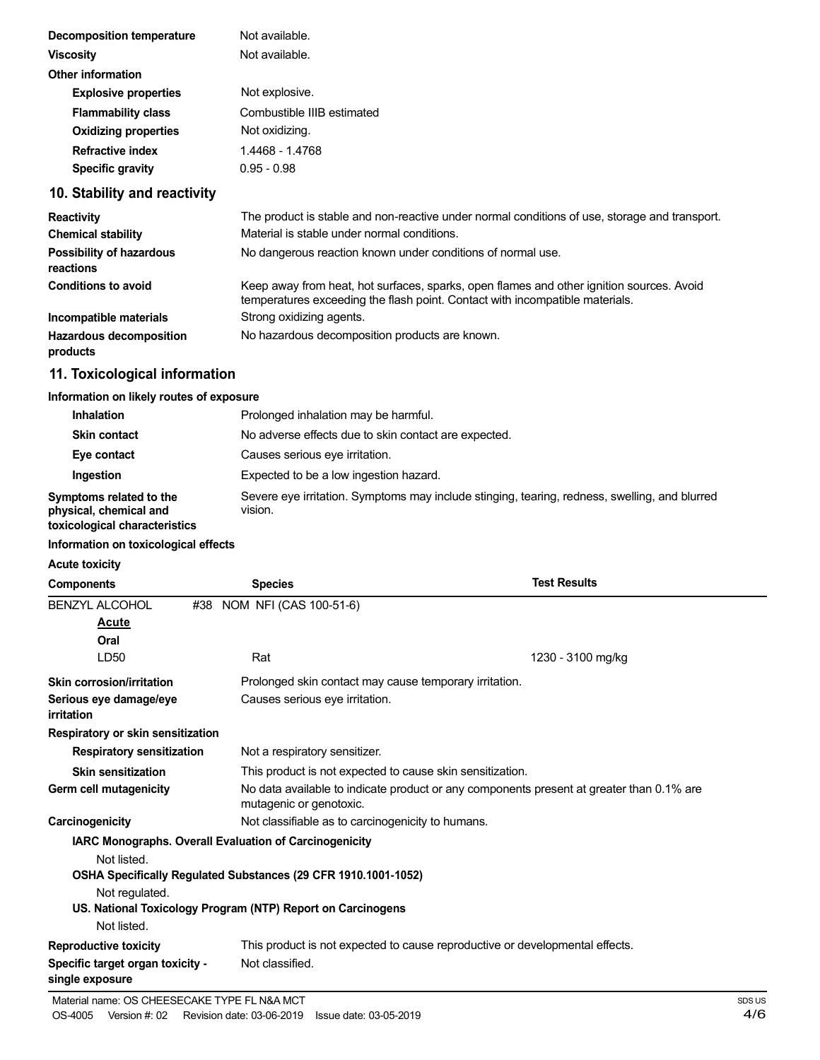| | |
|---|---|
| **Decomposition temperature** | Not available. |
| **Viscosity** | Not available. |
| **Other information** | |
| **Explosive properties** | Not explosive. |
| **Flammability class** | Combustible IIIB estimated |
| **Oxidizing properties** | Not oxidizing. |
| **Refractive index** | 1.4468 - 1.4768 |
| **Specific gravity** | 0.95 - 0.98 |

## 10. Stability and reactivity

| | |
|---|---|
| **Reactivity** | The product is stable and non-reactive under normal conditions of use, storage and transport. |
| **Chemical stability** | Material is stable under normal conditions. |
| **Possibility of hazardous reactions** | No dangerous reaction known under conditions of normal use. |
| **Conditions to avoid** | Keep away from heat, hot surfaces, sparks, open flames and other ignition sources. Avoid temperatures exceeding the flash point. Contact with incompatible materials. |
| **Incompatible materials** | Strong oxidizing agents. |
| **Hazardous decomposition products** | No hazardous decomposition products are known. |

## 11. Toxicological information

**Information on likely routes of exposure**

| | |
|---|---|
| **Inhalation** | Prolonged inhalation may be harmful. |
| **Skin contact** | No adverse effects due to skin contact are expected. |
| **Eye contact** | Causes serious eye irritation. |
| **Ingestion** | Expected to be a low ingestion hazard. |
| **Symptoms related to the physical, chemical and toxicological characteristics** | Severe eye irritation. Symptoms may include stinging, tearing, redness, swelling, and blurred vision. |

**Information on toxicological effects**

**Acute toxicity**

| Components | Species | Test Results |
|---|---|---|
| BENZYL ALCOHOL #38 NOM NFI (CAS 100-51-6) | | |
| **Acute** | | |
| **Oral** | | |
| LD50 | Rat | 1230 - 3100 mg/kg |

| | |
|---|---|
| **Skin corrosion/irritation** | Prolonged skin contact may cause temporary irritation. |
| **Serious eye damage/eye irritation** | Causes serious eye irritation. |
| **Respiratory or skin sensitization** | |
| **Respiratory sensitization** | Not a respiratory sensitizer. |
| **Skin sensitization** | This product is not expected to cause skin sensitization. |
| **Germ cell mutagenicity** | No data available to indicate product or any components present at greater than 0.1% are mutagenic or genotoxic. |
| **Carcinogenicity** | Not classifiable as to carcinogenicity to humans. |

**IARC Monographs. Overall Evaluation of Carcinogenicity**

Not listed.

**OSHA Specifically Regulated Substances (29 CFR 1910.1001-1052)**

Not regulated.

**US. National Toxicology Program (NTP) Report on Carcinogens**

Not listed.

| | |
|---|---|
| **Reproductive toxicity** | This product is not expected to cause reproductive or developmental effects. |
| **Specific target organ toxicity - single exposure** | Not classified. |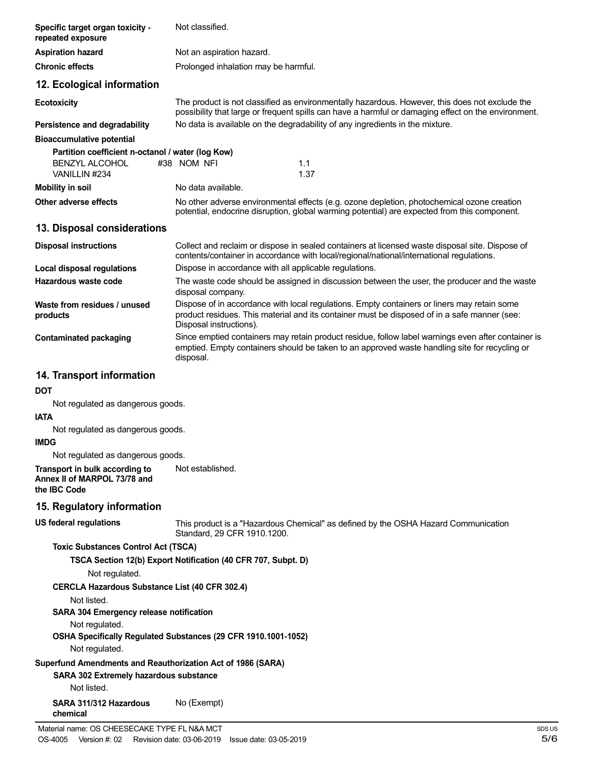| | |
|---|---|
| **Specific target organ toxicity - repeated exposure** | Not classified. |
| **Aspiration hazard** | Not an aspiration hazard. |
| **Chronic effects** | Prolonged inhalation may be harmful. |

## 12. Ecological information

| | |
|---|---|
| **Ecotoxicity** | The product is not classified as environmentally hazardous. However, this does not exclude the possibility that large or frequent spills can have a harmful or damaging effect on the environment. |
| **Persistence and degradability** | No data is available on the degradability of any ingredients in the mixture. |

**Bioaccumulative potential**

**Partition coefficient n-octanol / water (log Kow)**

| | |
|---|---|
| BENZYL ALCOHOL #38 NOM NFI | 1.1 |
| VANILLIN #234 | 1.37 |

| | |
|---|---|
| **Mobility in soil** | No data available. |
| **Other adverse effects** | No other adverse environmental effects (e.g. ozone depletion, photochemical ozone creation potential, endocrine disruption, global warming potential) are expected from this component. |

## 13. Disposal considerations

| | |
|---|---|
| **Disposal instructions** | Collect and reclaim or dispose in sealed containers at licensed waste disposal site. Dispose of contents/container in accordance with local/regional/national/international regulations. |
| **Local disposal regulations** | Dispose in accordance with all applicable regulations. |
| **Hazardous waste code** | The waste code should be assigned in discussion between the user, the producer and the waste disposal company. |
| **Waste from residues / unused products** | Dispose of in accordance with local regulations. Empty containers or liners may retain some product residues. This material and its container must be disposed of in a safe manner (see: Disposal instructions). |
| **Contaminated packaging** | Since emptied containers may retain product residue, follow label warnings even after container is emptied. Empty containers should be taken to an approved waste handling site for recycling or disposal. |

## 14. Transport information

**DOT**

Not regulated as dangerous goods.

**IATA**

Not regulated as dangerous goods.

**IMDG**

Not regulated as dangerous goods.

| | |
|---|---|
| **Transport in bulk according to Annex II of MARPOL 73/78 and the IBC Code** | Not established. |

## 15. Regulatory information

| | |
|---|---|
| **US federal regulations** | This product is a "Hazardous Chemical" as defined by the OSHA Hazard Communication Standard, 29 CFR 1910.1200. |

**Toxic Substances Control Act (TSCA)**

**TSCA Section 12(b) Export Notification (40 CFR 707, Subpt. D)**

Not regulated.

**CERCLA Hazardous Substance List (40 CFR 302.4)**

Not listed.

**SARA 304 Emergency release notification**

Not regulated.

**OSHA Specifically Regulated Substances (29 CFR 1910.1001-1052)**

Not regulated.

**Superfund Amendments and Reauthorization Act of 1986 (SARA)**

**SARA 302 Extremely hazardous substance**

Not listed.

| | |
|---|---|
| **SARA 311/312 Hazardous chemical** | No (Exempt) |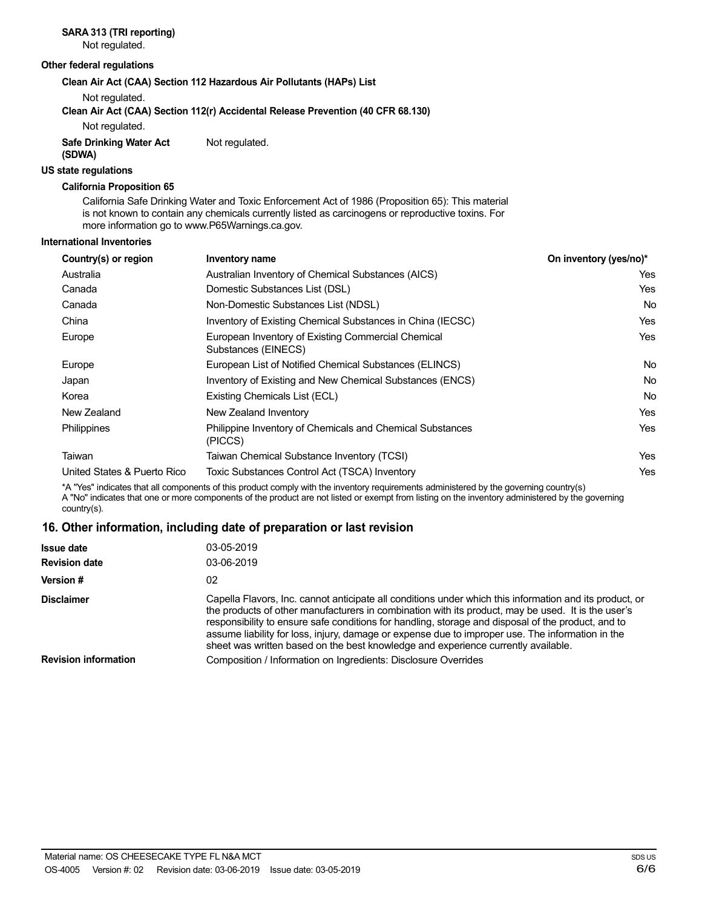**SARA 313 (TRI reporting)**

Not regulated.

**Other federal regulations**

**Clean Air Act (CAA) Section 112 Hazardous Air Pollutants (HAPs) List**

Not regulated.

**Clean Air Act (CAA) Section 112(r) Accidental Release Prevention (40 CFR 68.130)**

Not regulated.

**Safe Drinking Water Act (SDWA)** Not regulated.

**US state regulations**

**California Proposition 65**

California Safe Drinking Water and Toxic Enforcement Act of 1986 (Proposition 65): This material is not known to contain any chemicals currently listed as carcinogens or reproductive toxins. For more information go to www.P65Warnings.ca.gov.

**International Inventories**

| Country(s) or region | Inventory name | On inventory (yes/no)* |
|---|---|---|
| Australia | Australian Inventory of Chemical Substances (AICS) | Yes |
| Canada | Domestic Substances List (DSL) | Yes |
| Canada | Non-Domestic Substances List (NDSL) | No |
| China | Inventory of Existing Chemical Substances in China (IECSC) | Yes |
| Europe | European Inventory of Existing Commercial Chemical Substances (EINECS) | Yes |
| Europe | European List of Notified Chemical Substances (ELINCS) | No |
| Japan | Inventory of Existing and New Chemical Substances (ENCS) | No |
| Korea | Existing Chemicals List (ECL) | No |
| New Zealand | New Zealand Inventory | Yes |
| Philippines | Philippine Inventory of Chemicals and Chemical Substances (PICCS) | Yes |
| Taiwan | Taiwan Chemical Substance Inventory (TCSI) | Yes |
| United States & Puerto Rico | Toxic Substances Control Act (TSCA) Inventory | Yes |

*A "Yes" indicates that all components of this product comply with the inventory requirements administered by the governing country(s)
A "No" indicates that one or more components of the product are not listed or exempt from listing on the inventory administered by the governing country(s).

## 16. Other information, including date of preparation or last revision

| | |
|---|---|
| **Issue date** | 03-05-2019 |
| **Revision date** | 03-06-2019 |
| **Version #** | 02 |
| **Disclaimer** | Capella Flavors, Inc. cannot anticipate all conditions under which this information and its product, or the products of other manufacturers in combination with its product, may be used. It is the user's responsibility to ensure safe conditions for handling, storage and disposal of the product, and to assume liability for loss, injury, damage or expense due to improper use. The information in the sheet was written based on the best knowledge and experience currently available. |
| **Revision information** | Composition / Information on Ingredients: Disclosure Overrides |